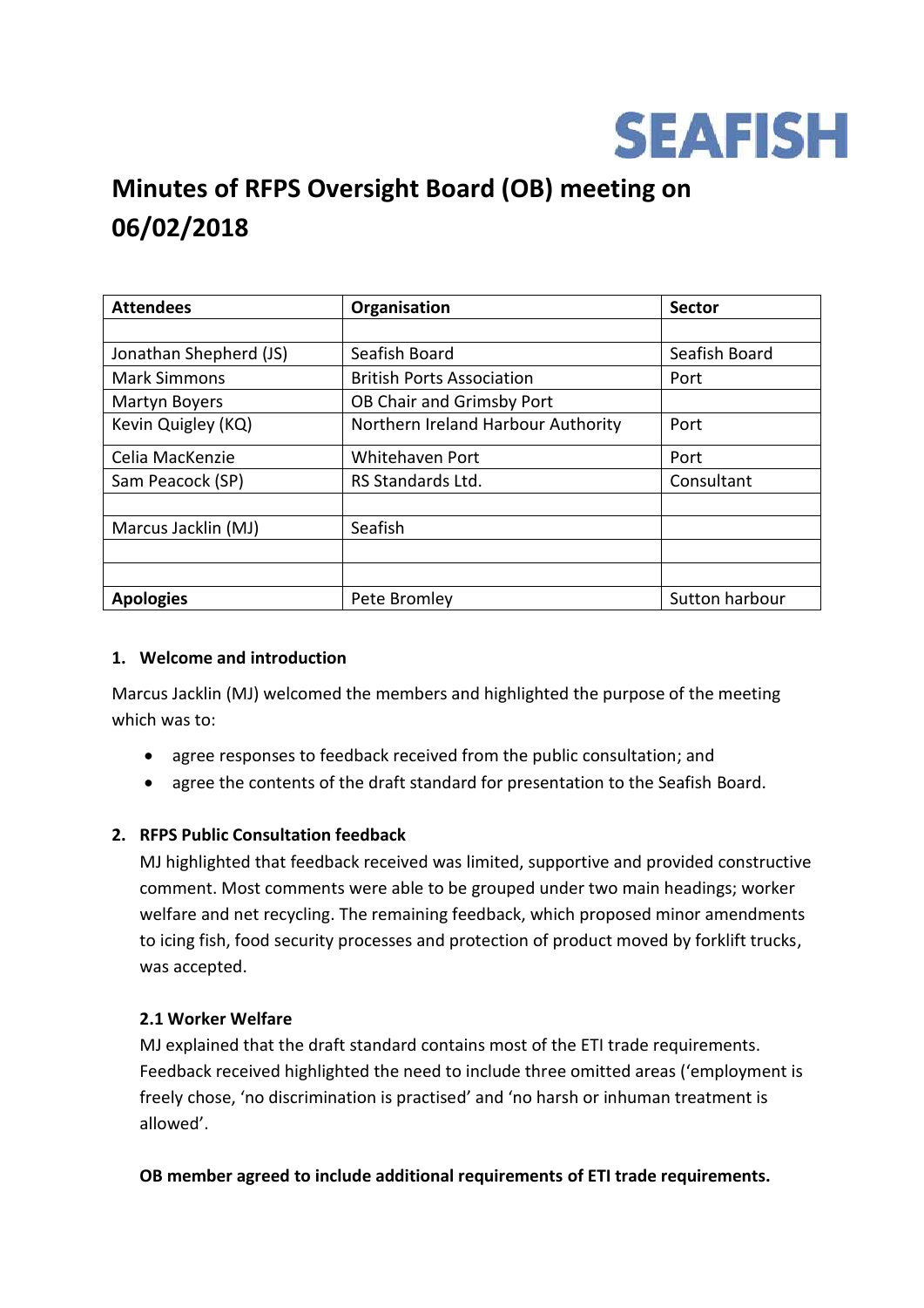SEAFISH

# Minutes of RFPS Oversight Board (OB) meeting on 06/02/2018

| Attendees | Organisation | Sector |
|---|---|---|
| | | |
| Jonathan Shepherd (JS) | Seafish Board | Seafish Board |
| Mark Simmons | British Ports Association | Port |
| Martyn Boyers | OB Chair and Grimsby Port | |
| Kevin Quigley (KQ) | Northern Ireland Harbour Authority | Port |
| Celia MacKenzie | Whitehaven Port | Port |
| Sam Peacock (SP) | RS Standards Ltd. | Consultant |
| | | |
| Marcus Jacklin (MJ) | Seafish | |
| | | |
| | | |
| **Apologies** | Pete Bromley | Sutton harbour |

## 1. Welcome and introduction

Marcus Jacklin (MJ) welcomed the members and highlighted the purpose of the meeting which was to:

- agree responses to feedback received from the public consultation; and
- agree the contents of the draft standard for presentation to the Seafish Board.

## 2. RFPS Public Consultation feedback

MJ highlighted that feedback received was limited, supportive and provided constructive comment. Most comments were able to be grouped under two main headings; worker welfare and net recycling. The remaining feedback, which proposed minor amendments to icing fish, food security processes and protection of product moved by forklift trucks, was accepted.

### 2.1 Worker Welfare

MJ explained that the draft standard contains most of the ETI trade requirements. Feedback received highlighted the need to include three omitted areas ('employment is freely chose, 'no discrimination is practised' and 'no harsh or inhuman treatment is allowed'.

**OB member agreed to include additional requirements of ETI trade requirements.**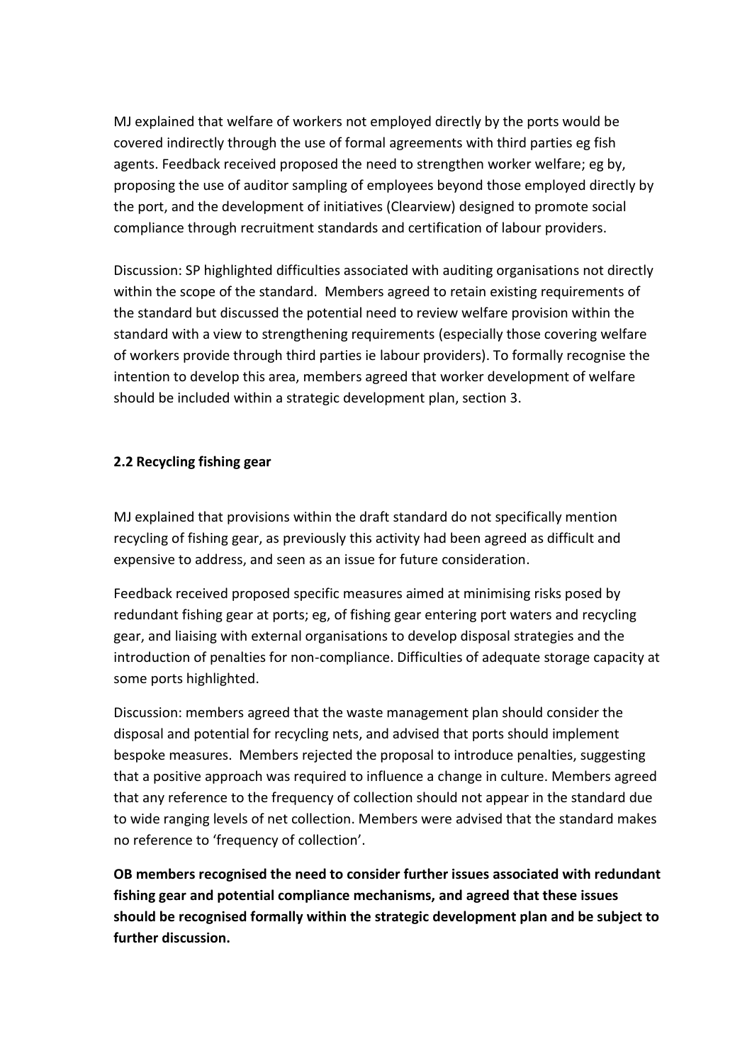MJ explained that welfare of workers not employed directly by the ports would be covered indirectly through the use of formal agreements with third parties eg fish agents. Feedback received proposed the need to strengthen worker welfare; eg by, proposing the use of auditor sampling of employees beyond those employed directly by the port, and the development of initiatives (Clearview) designed to promote social compliance through recruitment standards and certification of labour providers.

Discussion: SP highlighted difficulties associated with auditing organisations not directly within the scope of the standard. Members agreed to retain existing requirements of the standard but discussed the potential need to review welfare provision within the standard with a view to strengthening requirements (especially those covering welfare of workers provide through third parties ie labour providers). To formally recognise the intention to develop this area, members agreed that worker development of welfare should be included within a strategic development plan, section 3.

**2.2 Recycling fishing gear**

MJ explained that provisions within the draft standard do not specifically mention recycling of fishing gear, as previously this activity had been agreed as difficult and expensive to address, and seen as an issue for future consideration.

Feedback received proposed specific measures aimed at minimising risks posed by redundant fishing gear at ports; eg, of fishing gear entering port waters and recycling gear, and liaising with external organisations to develop disposal strategies and the introduction of penalties for non-compliance. Difficulties of adequate storage capacity at some ports highlighted.

Discussion: members agreed that the waste management plan should consider the disposal and potential for recycling nets, and advised that ports should implement bespoke measures. Members rejected the proposal to introduce penalties, suggesting that a positive approach was required to influence a change in culture. Members agreed that any reference to the frequency of collection should not appear in the standard due to wide ranging levels of net collection. Members were advised that the standard makes no reference to 'frequency of collection'.

**OB members recognised the need to consider further issues associated with redundant fishing gear and potential compliance mechanisms, and agreed that these issues should be recognised formally within the strategic development plan and be subject to further discussion.**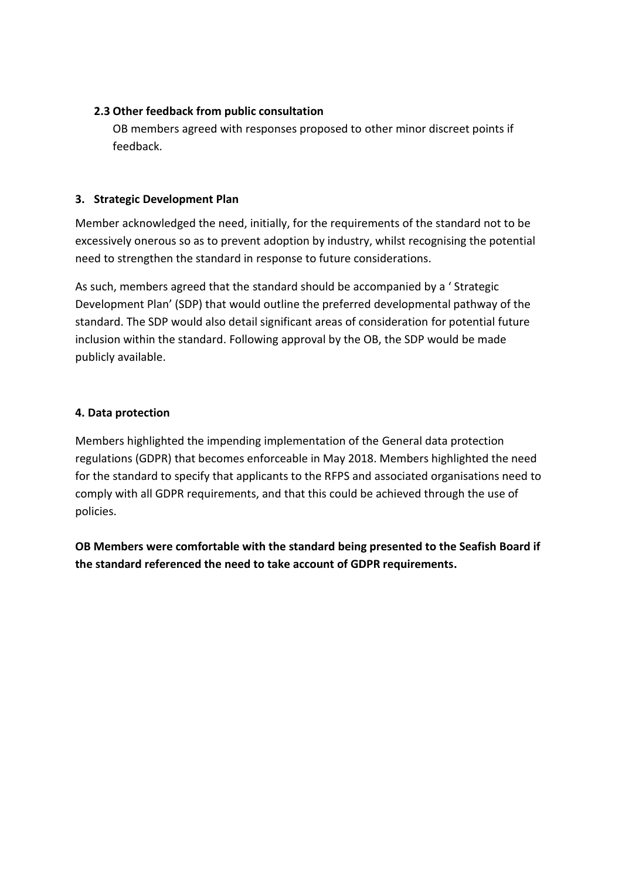### 2.3 Other feedback from public consultation

OB members agreed with responses proposed to other minor discreet points if feedback.

### 3. Strategic Development Plan

Member acknowledged the need, initially, for the requirements of the standard not to be excessively onerous so as to prevent adoption by industry, whilst recognising the potential need to strengthen the standard in response to future considerations.

As such, members agreed that the standard should be accompanied by a ' Strategic Development Plan' (SDP) that would outline the preferred developmental pathway of the standard. The SDP would also detail significant areas of consideration for potential future inclusion within the standard. Following approval by the OB, the SDP would be made publicly available.

### 4. Data protection

Members highlighted the impending implementation of the General data protection regulations (GDPR) that becomes enforceable in May 2018. Members highlighted the need for the standard to specify that applicants to the RFPS and associated organisations need to comply with all GDPR requirements, and that this could be achieved through the use of policies.

**OB Members were comfortable with the standard being presented to the Seafish Board if the standard referenced the need to take account of GDPR requirements.**